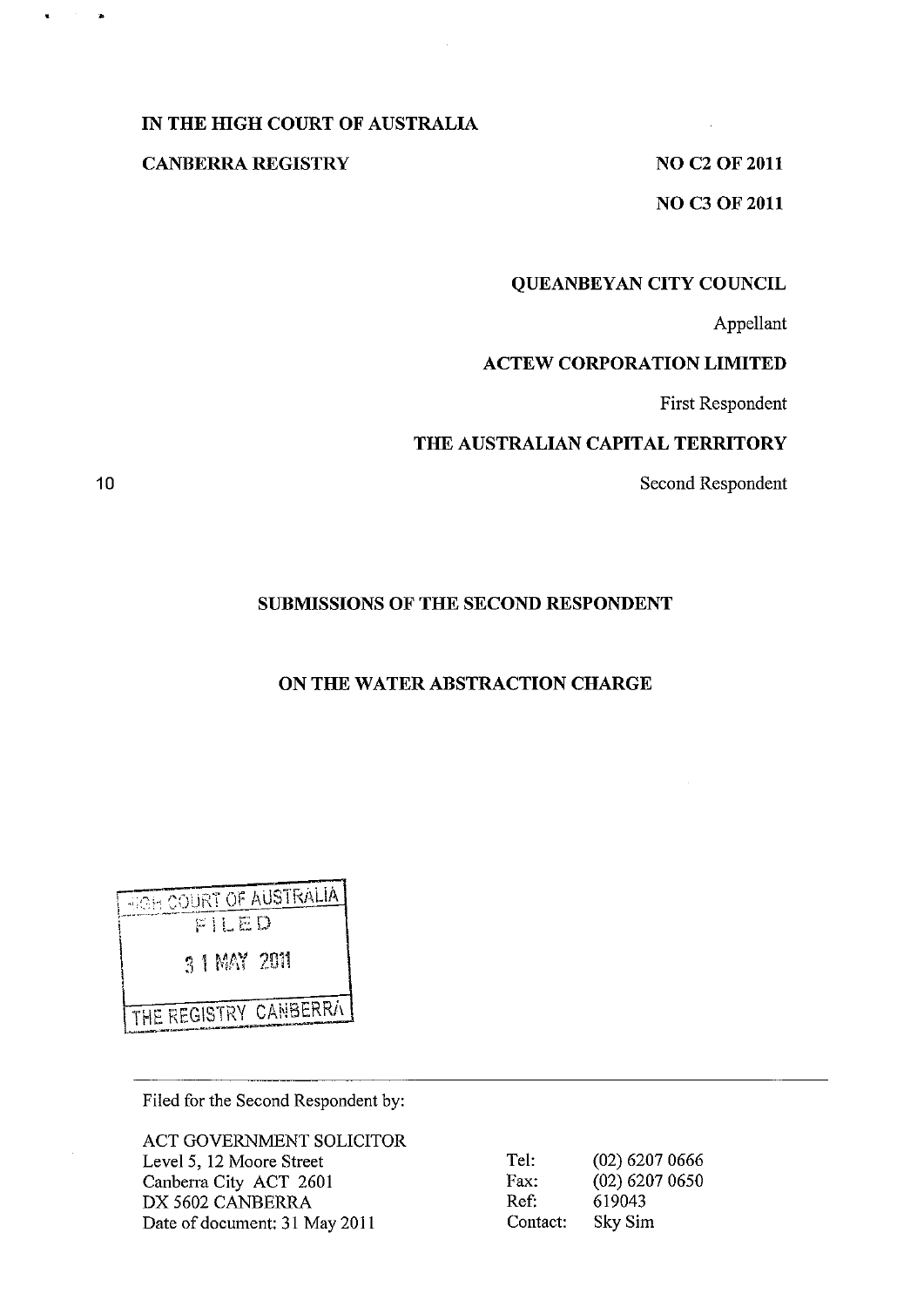IN THE HIGH COURT OF AUSTRALIA

CANBERRA REGISTRY

NO C2 OF 2011

NO C3 OF 2011

QUEANBEYAN CITY COUNCIL

Appellant

ACTEW CORPORATION LIMITED

First Respondent

THE AUSTRALIAN CAPITAL TERRITORY

Second Respondent

SUBMISSIONS OF THE SECOND RESPONDENT

ON THE WATER ABSTRACTION CHARGE

HIGH COURT OF AUSTRALIA
FILED
31 MAY 2011
THE REGISTRY CANBERRA

Filed for the Second Respondent by:

ACT GOVERNMENT SOLICITOR
Level 5, 12 Moore Street
Canberra City ACT 2601
DX 5602 CANBERRA
Date of document: 31 May 2011

Tel: (02) 6207 0666
Fax: (02) 6207 0650
Ref: 619043
Contact: Sky Sim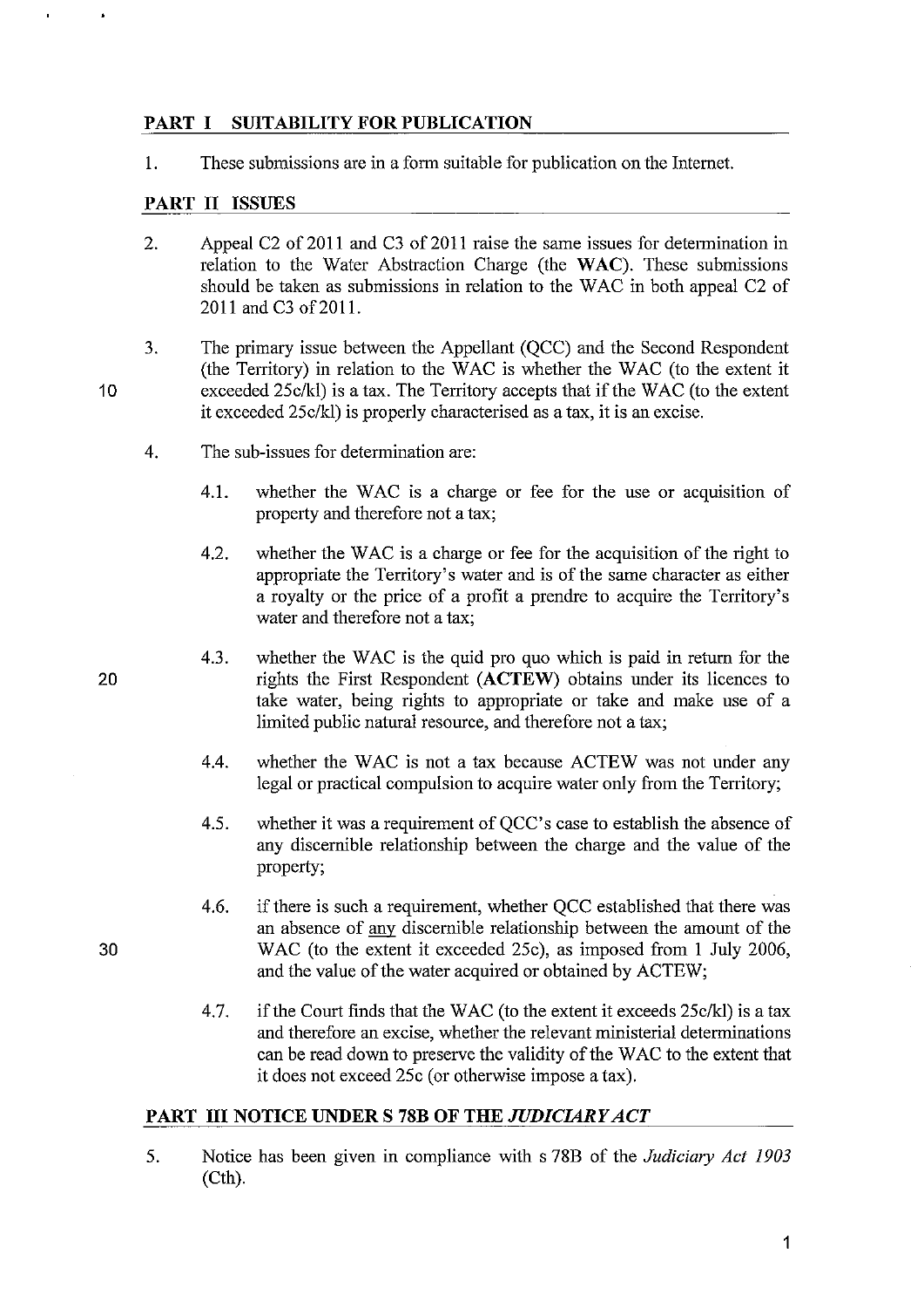## PART I SUITABILITY FOR PUBLICATION

1. These submissions are in a form suitable for publication on the Internet.

## PART II ISSUES

2. Appeal C2 of 2011 and C3 of 2011 raise the same issues for determination in relation to the Water Abstraction Charge (the **WAC**). These submissions should be taken as submissions in relation to the WAC in both appeal C2 of 2011 and C3 of 2011.

3. The primary issue between the Appellant (QCC) and the Second Respondent (the Territory) in relation to the WAC is whether the WAC (to the extent it exceeded 25c/kl) is a tax. The Territory accepts that if the WAC (to the extent it exceeded 25c/kl) is properly characterised as a tax, it is an excise.

4. The sub-issues for determination are:

   4.1. whether the WAC is a charge or fee for the use or acquisition of property and therefore not a tax;

   4.2. whether the WAC is a charge or fee for the acquisition of the right to appropriate the Territory's water and is of the same character as either a royalty or the price of a profit a prendre to acquire the Territory's water and therefore not a tax;

   4.3. whether the WAC is the quid pro quo which is paid in return for the rights the First Respondent (**ACTEW**) obtains under its licences to take water, being rights to appropriate or take and make use of a limited public natural resource, and therefore not a tax;

   4.4. whether the WAC is not a tax because ACTEW was not under any legal or practical compulsion to acquire water only from the Territory;

   4.5. whether it was a requirement of QCC's case to establish the absence of any discernible relationship between the charge and the value of the property;

   4.6. if there is such a requirement, whether QCC established that there was an absence of <u>any</u> discernible relationship between the amount of the WAC (to the extent it exceeded 25c), as imposed from 1 July 2006, and the value of the water acquired or obtained by ACTEW;

   4.7. if the Court finds that the WAC (to the extent it exceeds 25c/kl) is a tax and therefore an excise, whether the relevant ministerial determinations can be read down to preserve the validity of the WAC to the extent that it does not exceed 25c (or otherwise impose a tax).

## PART III NOTICE UNDER S 78B OF THE *JUDICIARY ACT*

5. Notice has been given in compliance with s 78B of the *Judiciary Act 1903* (Cth).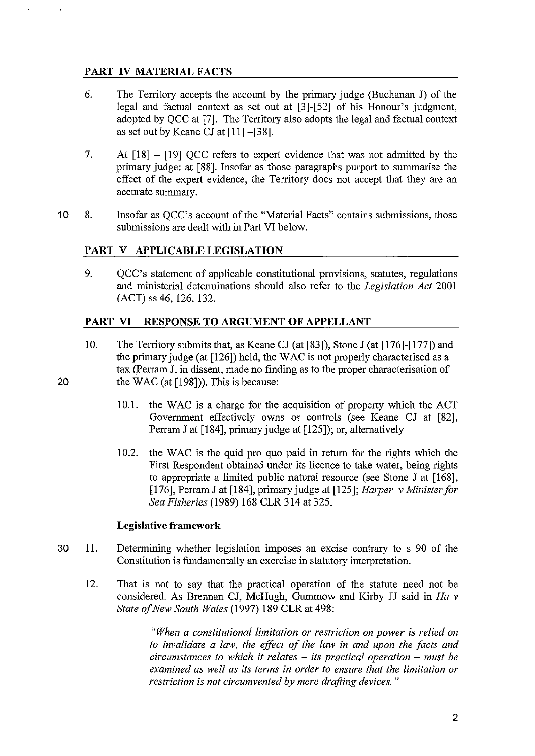## PART IV MATERIAL FACTS

6. The Territory accepts the account by the primary judge (Buchanan J) of the legal and factual context as set out at [3]-[52] of his Honour's judgment, adopted by QCC at [7]. The Territory also adopts the legal and factual context as set out by Keane CJ at [11] –[38].

7. At [18] – [19] QCC refers to expert evidence that was not admitted by the primary judge: at [88]. Insofar as those paragraphs purport to summarise the effect of the expert evidence, the Territory does not accept that they are an accurate summary.

8. Insofar as QCC's account of the "Material Facts" contains submissions, those submissions are dealt with in Part VI below.

## PART V APPLICABLE LEGISLATION

9. QCC's statement of applicable constitutional provisions, statutes, regulations and ministerial determinations should also refer to the *Legislation Act* 2001 (ACT) ss 46, 126, 132.

## PART VI RESPONSE TO ARGUMENT OF APPELLANT

10. The Territory submits that, as Keane CJ (at [83]), Stone J (at [176]-[177]) and the primary judge (at [126]) held, the WAC is not properly characterised as a tax (Perram J, in dissent, made no finding as to the proper characterisation of the WAC (at [198])). This is because:

    10.1. the WAC is a charge for the acquisition of property which the ACT Government effectively owns or controls (see Keane CJ at [82], Perram J at [184], primary judge at [125]); or, alternatively

    10.2. the WAC is the quid pro quo paid in return for the rights which the First Respondent obtained under its licence to take water, being rights to appropriate a limited public natural resource (see Stone J at [168], [176], Perram J at [184], primary judge at [125]; *Harper v Minister for Sea Fisheries* (1989) 168 CLR 314 at 325.

### Legislative framework

11. Determining whether legislation imposes an excise contrary to s 90 of the Constitution is fundamentally an exercise in statutory interpretation.

12. That is not to say that the practical operation of the statute need not be considered. As Brennan CJ, McHugh, Gummow and Kirby JJ said in *Ha v State of New South Wales* (1997) 189 CLR at 498:

    > *"When a constitutional limitation or restriction on power is relied on to invalidate a law, the effect of the law in and upon the facts and circumstances to which it relates – its practical operation – must be examined as well as its terms in order to ensure that the limitation or restriction is not circumvented by mere drafting devices."*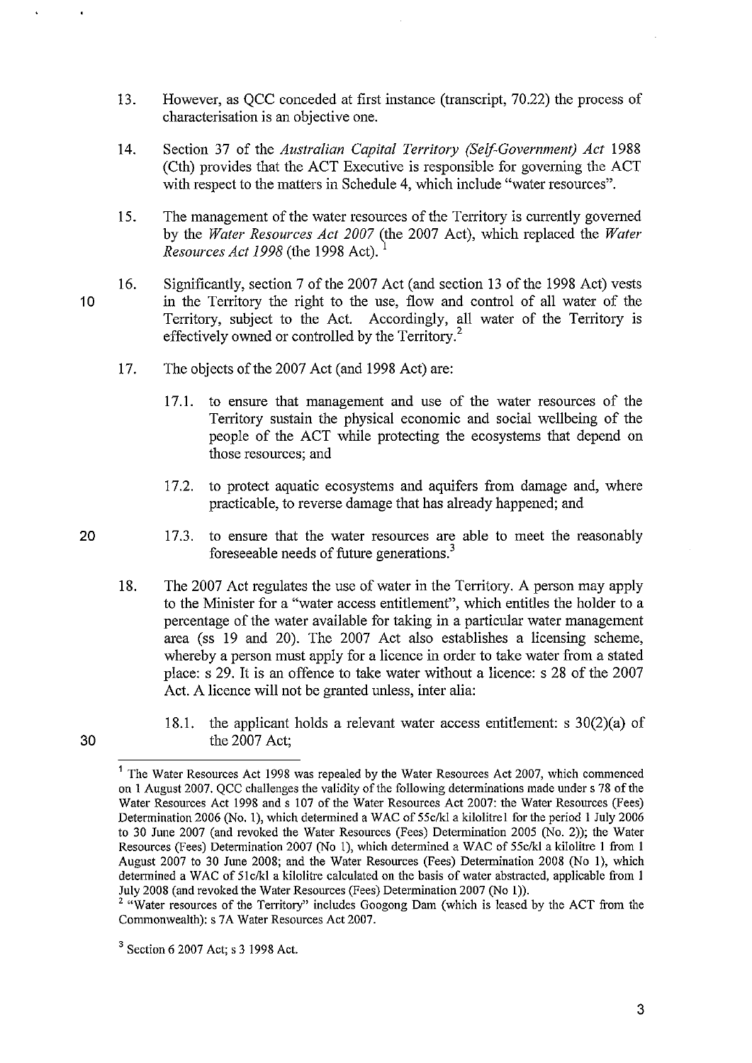13. However, as QCC conceded at first instance (transcript, 70.22) the process of characterisation is an objective one.

14. Section 37 of the *Australian Capital Territory (Self-Government) Act* 1988 (Cth) provides that the ACT Executive is responsible for governing the ACT with respect to the matters in Schedule 4, which include "water resources".

15. The management of the water resources of the Territory is currently governed by the *Water Resources Act 2007* (the 2007 Act), which replaced the *Water Resources Act 1998* (the 1998 Act).[1]

16. Significantly, section 7 of the 2007 Act (and section 13 of the 1998 Act) vests in the Territory the right to the use, flow and control of all water of the Territory, subject to the Act. Accordingly, all water of the Territory is effectively owned or controlled by the Territory.[2]

17. The objects of the 2007 Act (and 1998 Act) are:

    17.1. to ensure that management and use of the water resources of the Territory sustain the physical economic and social wellbeing of the people of the ACT while protecting the ecosystems that depend on those resources; and

    17.2. to protect aquatic ecosystems and aquifers from damage and, where practicable, to reverse damage that has already happened; and

    17.3. to ensure that the water resources are able to meet the reasonably foreseeable needs of future generations.[3]

18. The 2007 Act regulates the use of water in the Territory. A person may apply to the Minister for a "water access entitlement", which entitles the holder to a percentage of the water available for taking in a particular water management area (ss 19 and 20). The 2007 Act also establishes a licensing scheme, whereby a person must apply for a licence in order to take water from a stated place: s 29. It is an offence to take water without a licence: s 28 of the 2007 Act. A licence will not be granted unless, inter alia:

    18.1. the applicant holds a relevant water access entitlement: s 30(2)(a) of the 2007 Act;

---

[1] The Water Resources Act 1998 was repealed by the Water Resources Act 2007, which commenced on 1 August 2007. QCC challenges the validity of the following determinations made under s 78 of the Water Resources Act 1998 and s 107 of the Water Resources Act 2007: the Water Resources (Fees) Determination 2006 (No. 1), which determined a WAC of 55c/kl a kilolitre1 for the period 1 July 2006 to 30 June 2007 (and revoked the Water Resources (Fees) Determination 2005 (No. 2)); the Water Resources (Fees) Determination 2007 (No 1), which determined a WAC of 55c/kl a kilolitre 1 from 1 August 2007 to 30 June 2008; and the Water Resources (Fees) Determination 2008 (No 1), which determined a WAC of 51c/kl a kilolitre calculated on the basis of water abstracted, applicable from 1 July 2008 (and revoked the Water Resources (Fees) Determination 2007 (No 1)).

[2] "Water resources of the Territory" includes Googong Dam (which is leased by the ACT from the Commonwealth): s 7A Water Resources Act 2007.

[3] Section 6 2007 Act; s 3 1998 Act.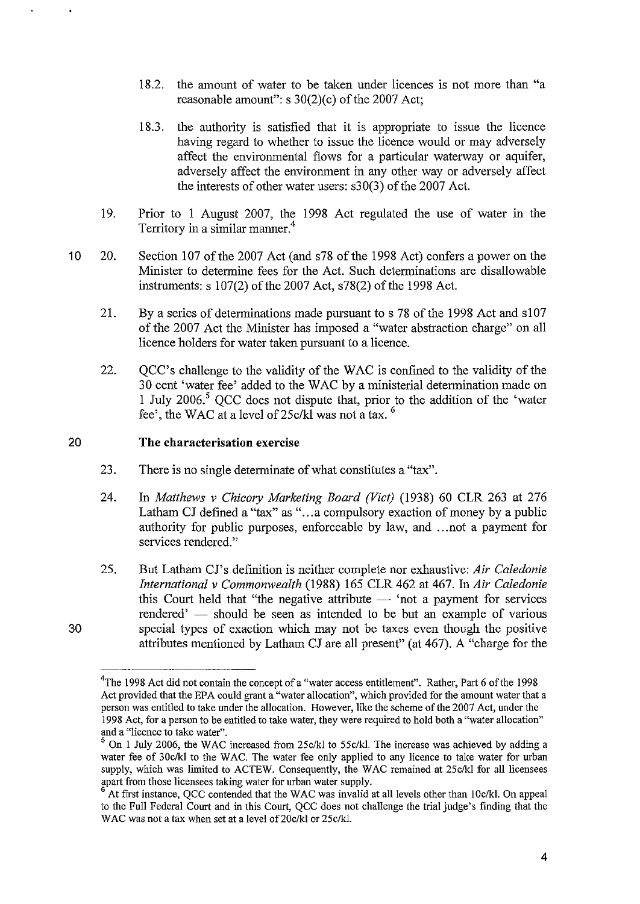18.2. the amount of water to be taken under licences is not more than "a reasonable amount": s 30(2)(c) of the 2007 Act;

18.3. the authority is satisfied that it is appropriate to issue the licence having regard to whether to issue the licence would or may adversely affect the environmental flows for a particular waterway or aquifer, adversely affect the environment in any other way or adversely affect the interests of other water users: s30(3) of the 2007 Act.

19. Prior to 1 August 2007, the 1998 Act regulated the use of water in the Territory in a similar manner.[4]

20. Section 107 of the 2007 Act (and s78 of the 1998 Act) confers a power on the Minister to determine fees for the Act. Such determinations are disallowable instruments: s 107(2) of the 2007 Act, s78(2) of the 1998 Act.

21. By a series of determinations made pursuant to s 78 of the 1998 Act and s107 of the 2007 Act the Minister has imposed a "water abstraction charge" on all licence holders for water taken pursuant to a licence.

22. QCC's challenge to the validity of the WAC is confined to the validity of the 30 cent 'water fee' added to the WAC by a ministerial determination made on 1 July 2006.[5] QCC does not dispute that, prior to the addition of the 'water fee', the WAC at a level of 25c/kl was not a tax.[6]

## The characterisation exercise

23. There is no single determinate of what constitutes a "tax".

24. In *Matthews v Chicory Marketing Board (Vict)* (1938) 60 CLR 263 at 276 Latham CJ defined a "tax" as "...a compulsory exaction of money by a public authority for public purposes, enforceable by law, and ...not a payment for services rendered."

25. But Latham CJ's definition is neither complete nor exhaustive: *Air Caledonie International v Commonwealth* (1988) 165 CLR 462 at 467. In *Air Caledonie* this Court held that "the negative attribute — 'not a payment for services rendered' — should be seen as intended to be but an example of various special types of exaction which may not be taxes even though the positive attributes mentioned by Latham CJ are all present" (at 467). A "charge for the

---

[4] The 1998 Act did not contain the concept of a "water access entitlement". Rather, Part 6 of the 1998 Act provided that the EPA could grant a "water allocation", which provided for the amount water that a person was entitled to take under the allocation. However, like the scheme of the 2007 Act, under the 1998 Act, for a person to be entitled to take water, they were required to hold both a "water allocation" and a "licence to take water".

[5] On 1 July 2006, the WAC increased from 25c/kl to 55c/kl. The increase was achieved by adding a water fee of 30c/kl to the WAC. The water fee only applied to any licence to take water for urban supply, which was limited to ACTEW. Consequently, the WAC remained at 25c/kl for all licensees apart from those licensees taking water for urban water supply.

[6] At first instance, QCC contended that the WAC was invalid at all levels other than 10c/kl. On appeal to the Full Federal Court and in this Court, QCC does not challenge the trial judge's finding that the WAC was not a tax when set at a level of 20c/kl or 25c/kl.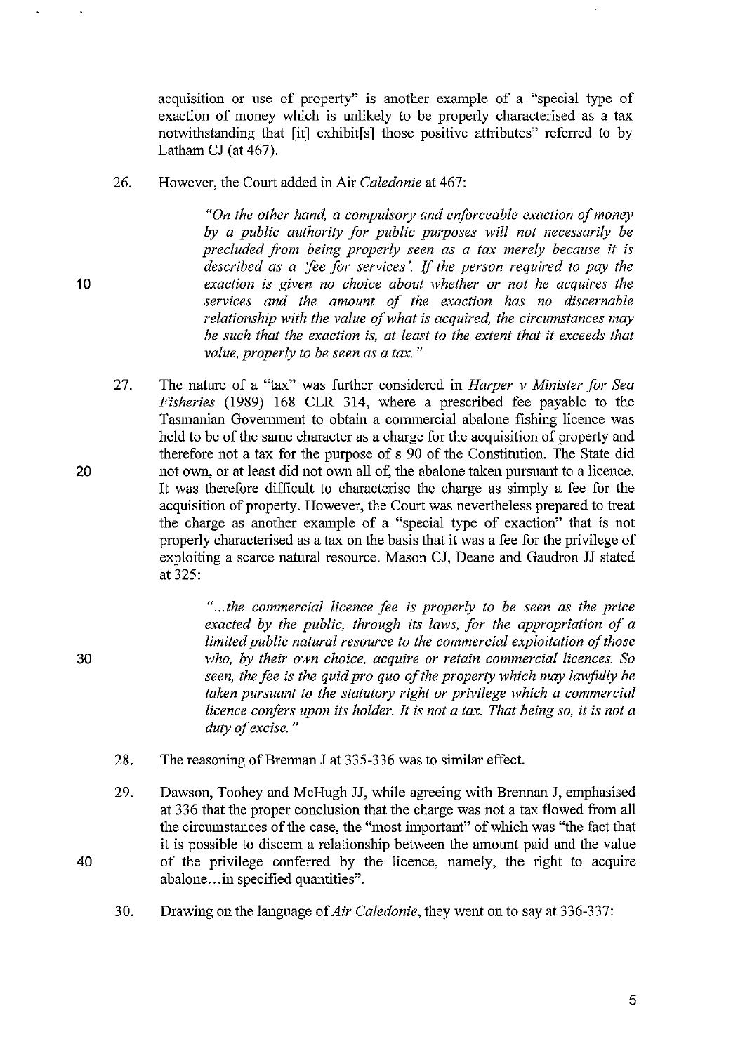acquisition or use of property" is another example of a "special type of exaction of money which is unlikely to be properly characterised as a tax notwithstanding that [it] exhibit[s] those positive attributes" referred to by Latham CJ (at 467).

26. However, the Court added in Air *Caledonie* at 467:

> *"On the other hand, a compulsory and enforceable exaction of money by a public authority for public purposes will not necessarily be precluded from being properly seen as a tax merely because it is described as a 'fee for services'. If the person required to pay the exaction is given no choice about whether or not he acquires the services and the amount of the exaction has no discernable relationship with the value of what is acquired, the circumstances may be such that the exaction is, at least to the extent that it exceeds that value, properly to be seen as a tax."*

27. The nature of a "tax" was further considered in *Harper v Minister for Sea Fisheries* (1989) 168 CLR 314, where a prescribed fee payable to the Tasmanian Government to obtain a commercial abalone fishing licence was held to be of the same character as a charge for the acquisition of property and therefore not a tax for the purpose of s 90 of the Constitution. The State did not own, or at least did not own all of, the abalone taken pursuant to a licence. It was therefore difficult to characterise the charge as simply a fee for the acquisition of property. However, the Court was nevertheless prepared to treat the charge as another example of a "special type of exaction" that is not properly characterised as a tax on the basis that it was a fee for the privilege of exploiting a scarce natural resource. Mason CJ, Deane and Gaudron JJ stated at 325:

> *"...the commercial licence fee is properly to be seen as the price exacted by the public, through its laws, for the appropriation of a limited public natural resource to the commercial exploitation of those who, by their own choice, acquire or retain commercial licences. So seen, the fee is the quid pro quo of the property which may lawfully be taken pursuant to the statutory right or privilege which a commercial licence confers upon its holder. It is not a tax. That being so, it is not a duty of excise."*

28. The reasoning of Brennan J at 335-336 was to similar effect.

29. Dawson, Toohey and McHugh JJ, while agreeing with Brennan J, emphasised at 336 that the proper conclusion that the charge was not a tax flowed from all the circumstances of the case, the "most important" of which was "the fact that it is possible to discern a relationship between the amount paid and the value of the privilege conferred by the licence, namely, the right to acquire abalone...in specified quantities".

30. Drawing on the language of *Air Caledonie*, they went on to say at 336-337: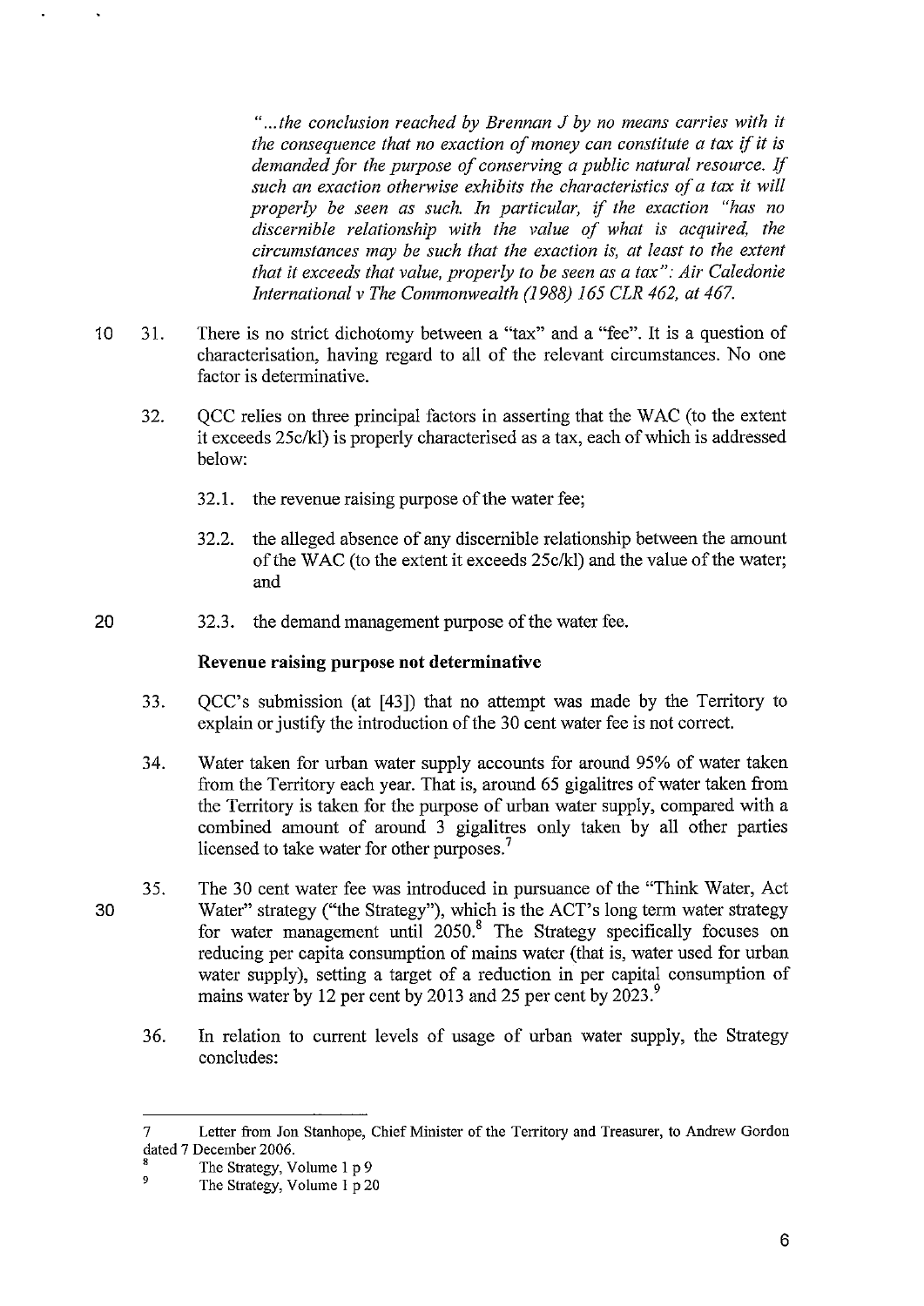> *"...the conclusion reached by Brennan J by no means carries with it the consequence that no exaction of money can constitute a tax if it is demanded for the purpose of conserving a public natural resource. If such an exaction otherwise exhibits the characteristics of a tax it will properly be seen as such. In particular, if the exaction "has no discernible relationship with the value of what is acquired, the circumstances may be such that the exaction is, at least to the extent that it exceeds that value, properly to be seen as a tax": Air Caledonie International v The Commonwealth (1988) 165 CLR 462, at 467.*

31. There is no strict dichotomy between a "tax" and a "fee". It is a question of characterisation, having regard to all of the relevant circumstances. No one factor is determinative.

32. QCC relies on three principal factors in asserting that the WAC (to the extent it exceeds 25c/kl) is properly characterised as a tax, each of which is addressed below:

    32.1. the revenue raising purpose of the water fee;

    32.2. the alleged absence of any discernible relationship between the amount of the WAC (to the extent it exceeds 25c/kl) and the value of the water; and

    32.3. the demand management purpose of the water fee.

**Revenue raising purpose not determinative**

33. QCC's submission (at [43]) that no attempt was made by the Territory to explain or justify the introduction of the 30 cent water fee is not correct.

34. Water taken for urban water supply accounts for around 95% of water taken from the Territory each year. That is, around 65 gigalitres of water taken from the Territory is taken for the purpose of urban water supply, compared with a combined amount of around 3 gigalitres only taken by all other parties licensed to take water for other purposes.[7]

35. The 30 cent water fee was introduced in pursuance of the "Think Water, Act Water" strategy ("the Strategy"), which is the ACT's long term water strategy for water management until 2050.[8] The Strategy specifically focuses on reducing per capita consumption of mains water (that is, water used for urban water supply), setting a target of a reduction in per capital consumption of mains water by 12 per cent by 2013 and 25 per cent by 2023.[9]

36. In relation to current levels of usage of urban water supply, the Strategy concludes:

---

7 Letter from Jon Stanhope, Chief Minister of the Territory and Treasurer, to Andrew Gordon dated 7 December 2006.

8 The Strategy, Volume 1 p 9

9 The Strategy, Volume 1 p 20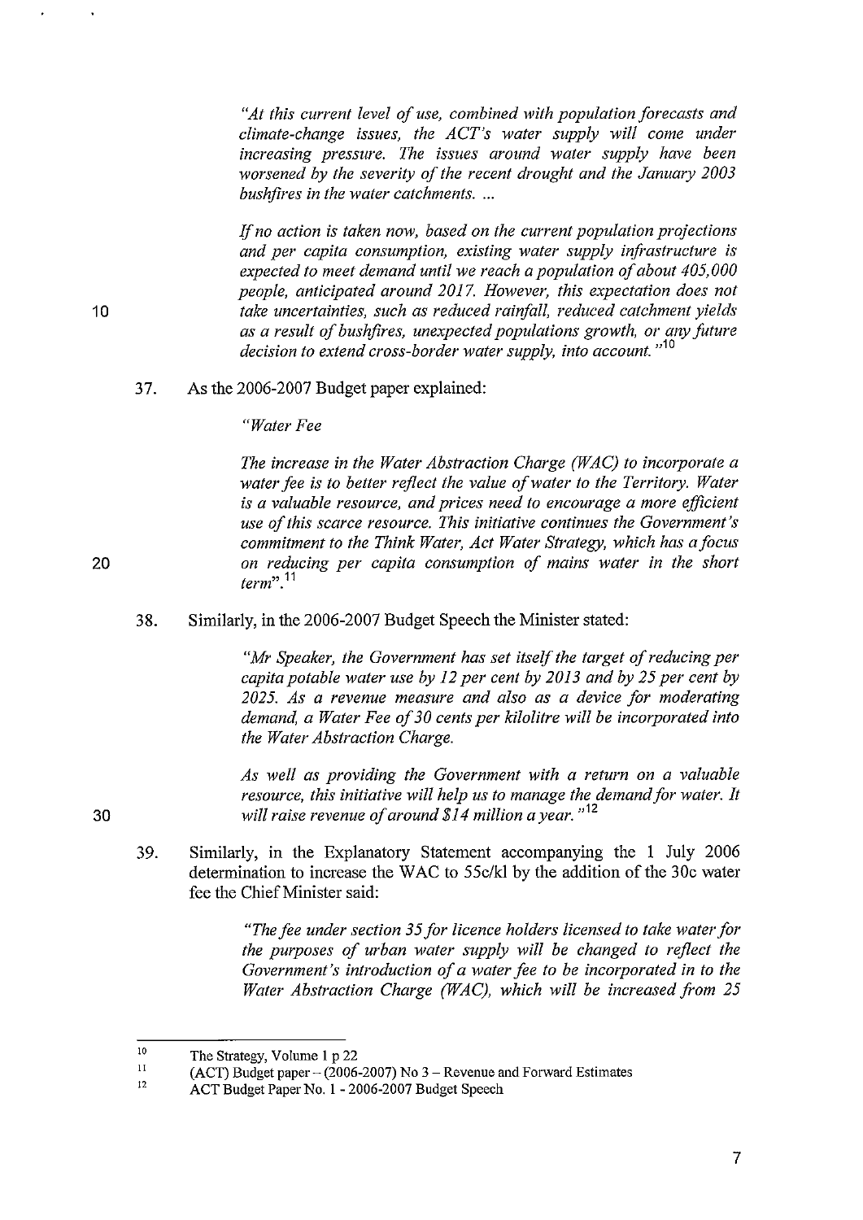> *"At this current level of use, combined with population forecasts and climate-change issues, the ACT's water supply will come under increasing pressure. The issues around water supply have been worsened by the severity of the recent drought and the January 2003 bushfires in the water catchments. ...*
>
> *If no action is taken now, based on the current population projections and per capita consumption, existing water supply infrastructure is expected to meet demand until we reach a population of about 405,000 people, anticipated around 2017. However, this expectation does not take uncertainties, such as reduced rainfall, reduced catchment yields as a result of bushfires, unexpected populations growth, or any future decision to extend cross-border water supply, into account."*[10]

37. As the 2006-2007 Budget paper explained:

> *"Water Fee*
>
> *The increase in the Water Abstraction Charge (WAC) to incorporate a water fee is to better reflect the value of water to the Territory. Water is a valuable resource, and prices need to encourage a more efficient use of this scarce resource. This initiative continues the Government's commitment to the Think Water, Act Water Strategy, which has a focus on reducing per capita consumption of mains water in the short term".*[11]

38. Similarly, in the 2006-2007 Budget Speech the Minister stated:

> *"Mr Speaker, the Government has set itself the target of reducing per capita potable water use by 12 per cent by 2013 and by 25 per cent by 2025. As a revenue measure and also as a device for moderating demand, a Water Fee of 30 cents per kilolitre will be incorporated into the Water Abstraction Charge.*
>
> *As well as providing the Government with a return on a valuable resource, this initiative will help us to manage the demand for water. It will raise revenue of around $14 million a year."*[12]

39. Similarly, in the Explanatory Statement accompanying the 1 July 2006 determination to increase the WAC to 55c/kl by the addition of the 30c water fee the Chief Minister said:

> *"The fee under section 35 for licence holders licensed to take water for the purposes of urban water supply will be changed to reflect the Government's introduction of a water fee to be incorporated in to the Water Abstraction Charge (WAC), which will be increased from 25*

---

[10] The Strategy, Volume 1 p 22

[11] (ACT) Budget paper – (2006-2007) No 3 – Revenue and Forward Estimates

[12] ACT Budget Paper No. 1 - 2006-2007 Budget Speech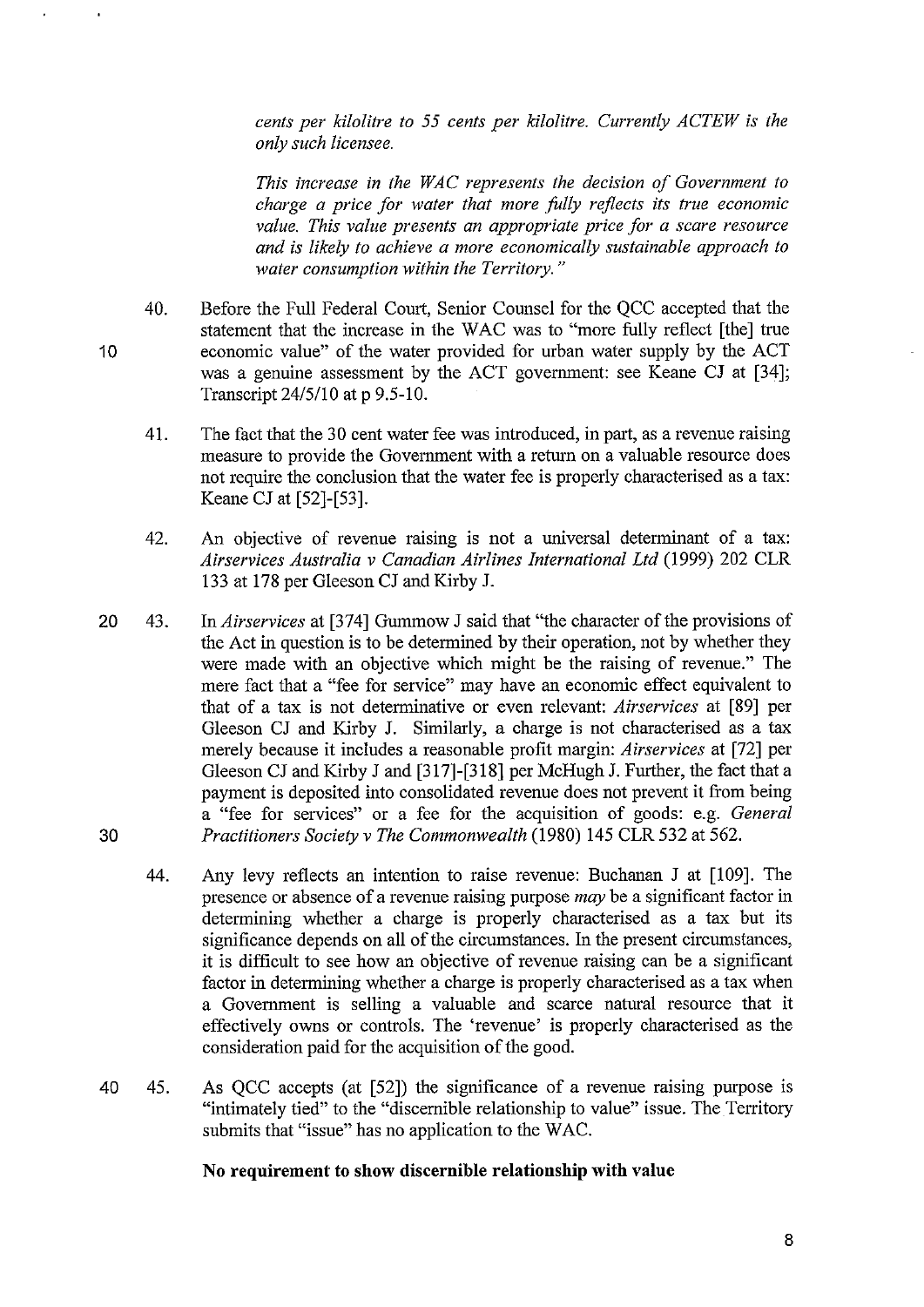> *cents per kilolitre to 55 cents per kilolitre. Currently ACTEW is the only such licensee.*
>
> *This increase in the WAC represents the decision of Government to charge a price for water that more fully reflects its true economic value. This value presents an appropriate price for a scare resource and is likely to achieve a more economically sustainable approach to water consumption within the Territory."*

40. Before the Full Federal Court, Senior Counsel for the QCC accepted that the statement that the increase in the WAC was to "more fully reflect [the] true economic value" of the water provided for urban water supply by the ACT was a genuine assessment by the ACT government: see Keane CJ at [34]; Transcript 24/5/10 at p 9.5-10.

41. The fact that the 30 cent water fee was introduced, in part, as a revenue raising measure to provide the Government with a return on a valuable resource does not require the conclusion that the water fee is properly characterised as a tax: Keane CJ at [52]-[53].

42. An objective of revenue raising is not a universal determinant of a tax: *Airservices Australia v Canadian Airlines International Ltd* (1999) 202 CLR 133 at 178 per Gleeson CJ and Kirby J.

43. In *Airservices* at [374] Gummow J said that "the character of the provisions of the Act in question is to be determined by their operation, not by whether they were made with an objective which might be the raising of revenue." The mere fact that a "fee for service" may have an economic effect equivalent to that of a tax is not determinative or even relevant: *Airservices* at [89] per Gleeson CJ and Kirby J. Similarly, a charge is not characterised as a tax merely because it includes a reasonable profit margin: *Airservices* at [72] per Gleeson CJ and Kirby J and [317]-[318] per McHugh J. Further, the fact that a payment is deposited into consolidated revenue does not prevent it from being a "fee for services" or a fee for the acquisition of goods: e.g. *General Practitioners Society v The Commonwealth* (1980) 145 CLR 532 at 562.

44. Any levy reflects an intention to raise revenue: Buchanan J at [109]. The presence or absence of a revenue raising purpose *may* be a significant factor in determining whether a charge is properly characterised as a tax but its significance depends on all of the circumstances. In the present circumstances, it is difficult to see how an objective of revenue raising can be a significant factor in determining whether a charge is properly characterised as a tax when a Government is selling a valuable and scarce natural resource that it effectively owns or controls. The 'revenue' is properly characterised as the consideration paid for the acquisition of the good.

45. As QCC accepts (at [52]) the significance of a revenue raising purpose is "intimately tied" to the "discernible relationship to value" issue. The Territory submits that "issue" has no application to the WAC.

**No requirement to show discernible relationship with value**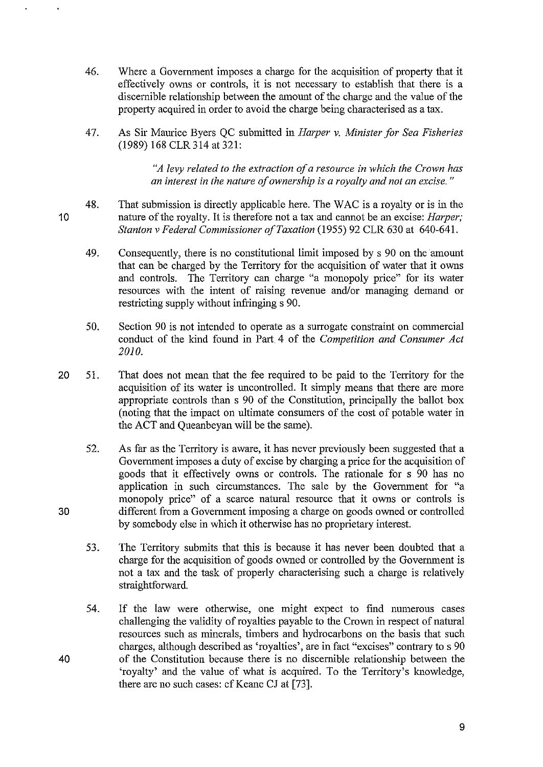46. Where a Government imposes a charge for the acquisition of property that it effectively owns or controls, it is not necessary to establish that there is a discernible relationship between the amount of the charge and the value of the property acquired in order to avoid the charge being characterised as a tax.

47. As Sir Maurice Byers QC submitted in *Harper v. Minister for Sea Fisheries* (1989) 168 CLR 314 at 321:

> *"A levy related to the extraction of a resource in which the Crown has an interest in the nature of ownership is a royalty and not an excise."*

48. That submission is directly applicable here. The WAC is a royalty or is in the nature of the royalty. It is therefore not a tax and cannot be an excise: *Harper; Stanton v Federal Commissioner of Taxation* (1955) 92 CLR 630 at 640-641.

49. Consequently, there is no constitutional limit imposed by s 90 on the amount that can be charged by the Territory for the acquisition of water that it owns and controls. The Territory can charge "a monopoly price" for its water resources with the intent of raising revenue and/or managing demand or restricting supply without infringing s 90.

50. Section 90 is not intended to operate as a surrogate constraint on commercial conduct of the kind found in Part 4 of the *Competition and Consumer Act 2010.*

51. That does not mean that the fee required to be paid to the Territory for the acquisition of its water is uncontrolled. It simply means that there are more appropriate controls than s 90 of the Constitution, principally the ballot box (noting that the impact on ultimate consumers of the cost of potable water in the ACT and Queanbeyan will be the same).

52. As far as the Territory is aware, it has never previously been suggested that a Government imposes a duty of excise by charging a price for the acquisition of goods that it effectively owns or controls. The rationale for s 90 has no application in such circumstances. The sale by the Government for "a monopoly price" of a scarce natural resource that it owns or controls is different from a Government imposing a charge on goods owned or controlled by somebody else in which it otherwise has no proprietary interest.

53. The Territory submits that this is because it has never been doubted that a charge for the acquisition of goods owned or controlled by the Government is not a tax and the task of properly characterising such a charge is relatively straightforward.

54. If the law were otherwise, one might expect to find numerous cases challenging the validity of royalties payable to the Crown in respect of natural resources such as minerals, timbers and hydrocarbons on the basis that such charges, although described as 'royalties', are in fact "excises" contrary to s 90 of the Constitution because there is no discernible relationship between the 'royalty' and the value of what is acquired. To the Territory's knowledge, there are no such cases: cf Keane CJ at [73].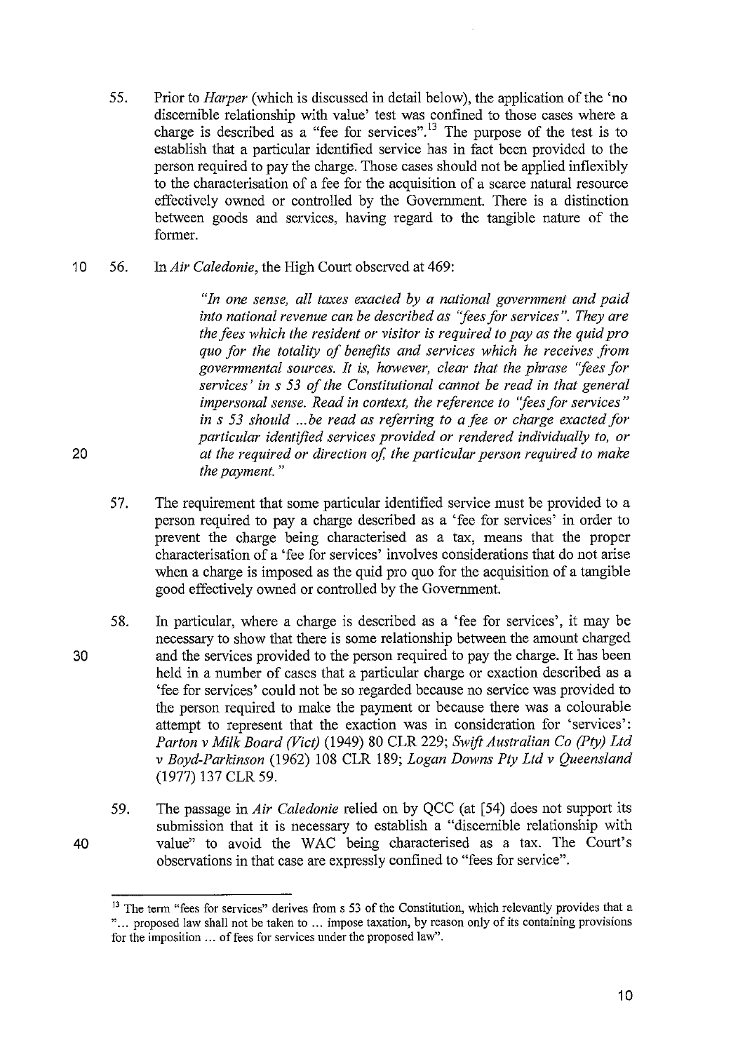55. Prior to *Harper* (which is discussed in detail below), the application of the 'no discernible relationship with value' test was confined to those cases where a charge is described as a "fee for services".[13] The purpose of the test is to establish that a particular identified service has in fact been provided to the person required to pay the charge. Those cases should not be applied inflexibly to the characterisation of a fee for the acquisition of a scarce natural resource effectively owned or controlled by the Government. There is a distinction between goods and services, having regard to the tangible nature of the former.

56. In *Air Caledonie*, the High Court observed at 469:

> *"In one sense, all taxes exacted by a national government and paid into national revenue can be described as "fees for services". They are the fees which the resident or visitor is required to pay as the quid pro quo for the totality of benefits and services which he receives from governmental sources. It is, however, clear that the phrase "fees for services' in s 53 of the Constitutional cannot be read in that general impersonal sense. Read in context, the reference to "fees for services" in s 53 should ...be read as referring to a fee or charge exacted for particular identified services provided or rendered individually to, or at the required or direction of, the particular person required to make the payment."*

57. The requirement that some particular identified service must be provided to a person required to pay a charge described as a 'fee for services' in order to prevent the charge being characterised as a tax, means that the proper characterisation of a 'fee for services' involves considerations that do not arise when a charge is imposed as the quid pro quo for the acquisition of a tangible good effectively owned or controlled by the Government.

58. In particular, where a charge is described as a 'fee for services', it may be necessary to show that there is some relationship between the amount charged and the services provided to the person required to pay the charge. It has been held in a number of cases that a particular charge or exaction described as a 'fee for services' could not be so regarded because no service was provided to the person required to make the payment or because there was a colourable attempt to represent that the exaction was in consideration for 'services': *Parton v Milk Board (Vict)* (1949) 80 CLR 229; *Swift Australian Co (Pty) Ltd v Boyd-Parkinson* (1962) 108 CLR 189; *Logan Downs Pty Ltd v Queensland* (1977) 137 CLR 59.

59. The passage in *Air Caledonie* relied on by QCC (at [54) does not support its submission that it is necessary to establish a "discernible relationship with value" to avoid the WAC being characterised as a tax. The Court's observations in that case are expressly confined to "fees for service".

---

[13] The term "fees for services" derives from s 53 of the Constitution, which relevantly provides that a "... proposed law shall not be taken to ... impose taxation, by reason only of its containing provisions for the imposition ... of fees for services under the proposed law".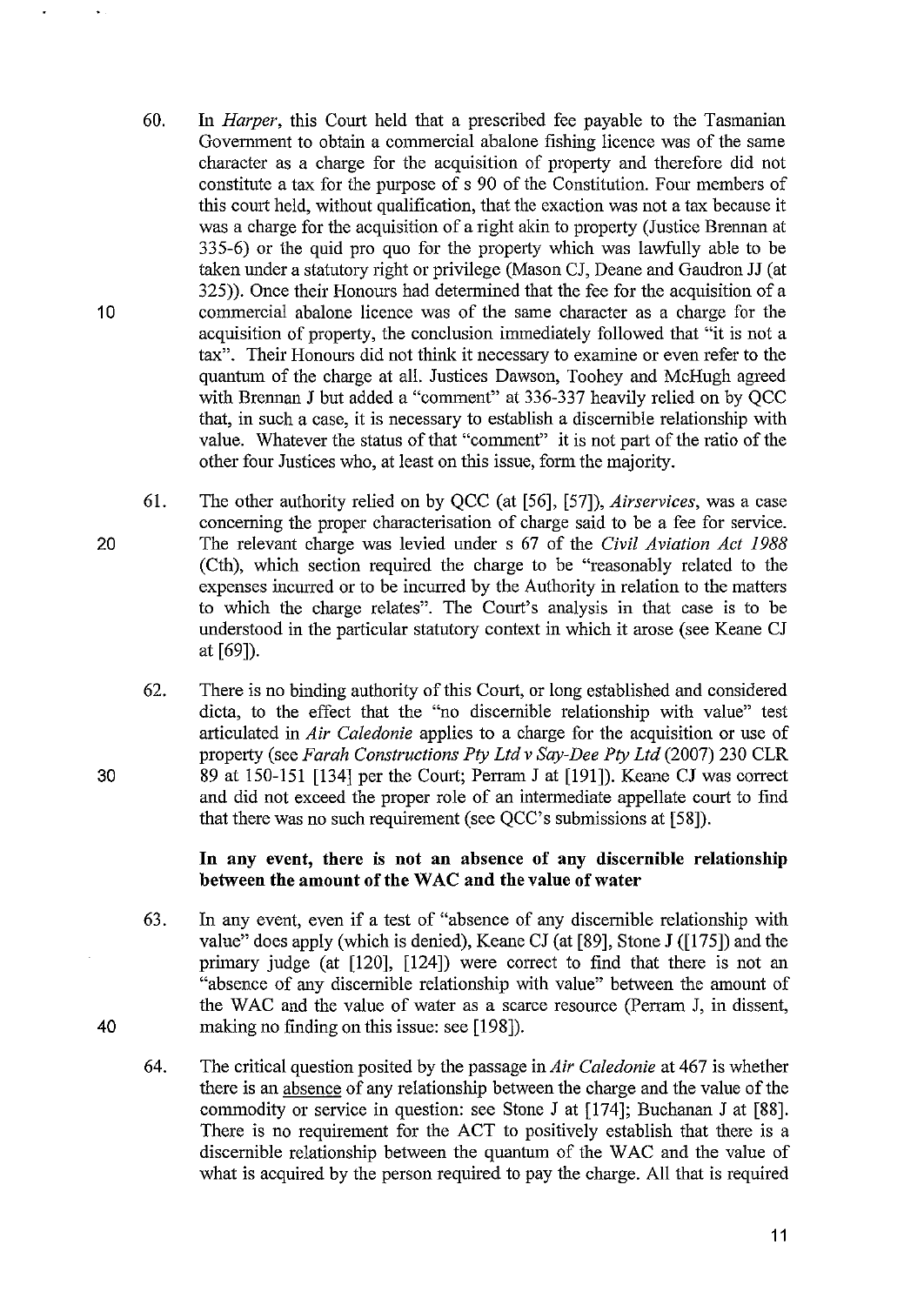60. In *Harper*, this Court held that a prescribed fee payable to the Tasmanian Government to obtain a commercial abalone fishing licence was of the same character as a charge for the acquisition of property and therefore did not constitute a tax for the purpose of s 90 of the Constitution. Four members of this court held, without qualification, that the exaction was not a tax because it was a charge for the acquisition of a right akin to property (Justice Brennan at 335-6) or the quid pro quo for the property which was lawfully able to be taken under a statutory right or privilege (Mason CJ, Deane and Gaudron JJ (at 325)). Once their Honours had determined that the fee for the acquisition of a commercial abalone licence was of the same character as a charge for the acquisition of property, the conclusion immediately followed that "it is not a tax". Their Honours did not think it necessary to examine or even refer to the quantum of the charge at all. Justices Dawson, Toohey and McHugh agreed with Brennan J but added a "comment" at 336-337 heavily relied on by QCC that, in such a case, it is necessary to establish a discernible relationship with value. Whatever the status of that "comment" it is not part of the ratio of the other four Justices who, at least on this issue, form the majority.

61. The other authority relied on by QCC (at [56], [57]), *Airservices*, was a case concerning the proper characterisation of charge said to be a fee for service. The relevant charge was levied under s 67 of the *Civil Aviation Act 1988* (Cth), which section required the charge to be "reasonably related to the expenses incurred or to be incurred by the Authority in relation to the matters to which the charge relates". The Court's analysis in that case is to be understood in the particular statutory context in which it arose (see Keane CJ at [69]).

62. There is no binding authority of this Court, or long established and considered dicta, to the effect that the "no discernible relationship with value" test articulated in *Air Caledonie* applies to a charge for the acquisition or use of property (see *Farah Constructions Pty Ltd v Say-Dee Pty Ltd* (2007) 230 CLR 89 at 150-151 [134] per the Court; Perram J at [191]). Keane CJ was correct and did not exceed the proper role of an intermediate appellate court to find that there was no such requirement (see QCC's submissions at [58]).

**In any event, there is not an absence of any discernible relationship between the amount of the WAC and the value of water**

63. In any event, even if a test of "absence of any discernible relationship with value" does apply (which is denied), Keane CJ (at [89], Stone J ([175]) and the primary judge (at [120], [124]) were correct to find that there is not an "absence of any discernible relationship with value" between the amount of the WAC and the value of water as a scarce resource (Perram J, in dissent, making no finding on this issue: see [198]).

64. The critical question posited by the passage in *Air Caledonie* at 467 is whether there is an absence of any relationship between the charge and the value of the commodity or service in question: see Stone J at [174]; Buchanan J at [88]. There is no requirement for the ACT to positively establish that there is a discernible relationship between the quantum of the WAC and the value of what is acquired by the person required to pay the charge. All that is required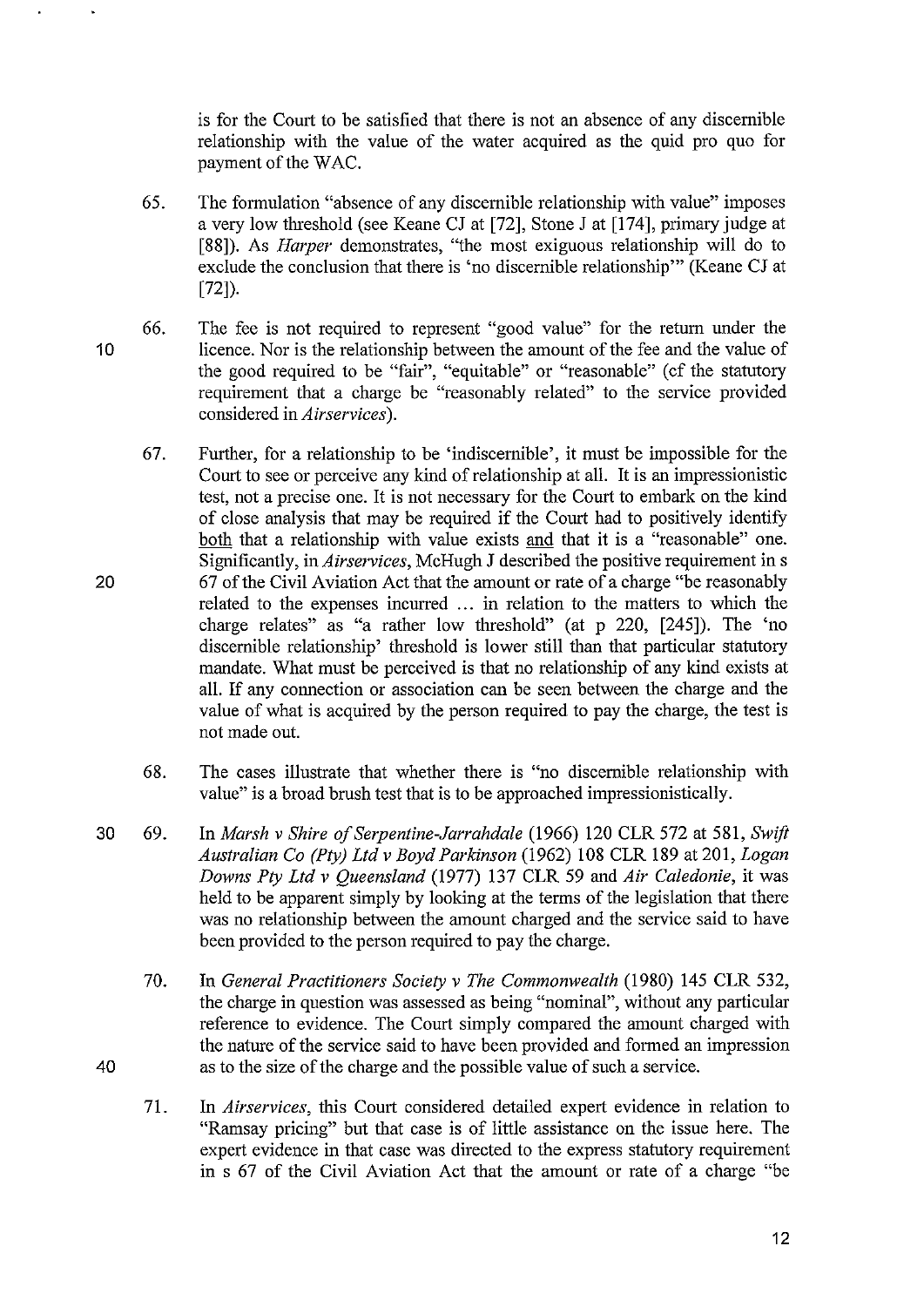is for the Court to be satisfied that there is not an absence of any discernible relationship with the value of the water acquired as the quid pro quo for payment of the WAC.

65. The formulation "absence of any discernible relationship with value" imposes a very low threshold (see Keane CJ at [72], Stone J at [174], primary judge at [88]). As *Harper* demonstrates, "the most exiguous relationship will do to exclude the conclusion that there is 'no discernible relationship'" (Keane CJ at [72]).

66. The fee is not required to represent "good value" for the return under the licence. Nor is the relationship between the amount of the fee and the value of the good required to be "fair", "equitable" or "reasonable" (cf the statutory requirement that a charge be "reasonably related" to the service provided considered in *Airservices*).

67. Further, for a relationship to be 'indiscernible', it must be impossible for the Court to see or perceive any kind of relationship at all. It is an impressionistic test, not a precise one. It is not necessary for the Court to embark on the kind of close analysis that may be required if the Court had to positively identify both that a relationship with value exists and that it is a "reasonable" one. Significantly, in *Airservices*, McHugh J described the positive requirement in s 67 of the Civil Aviation Act that the amount or rate of a charge "be reasonably related to the expenses incurred ... in relation to the matters to which the charge relates" as "a rather low threshold" (at p 220, [245]). The 'no discernible relationship' threshold is lower still than that particular statutory mandate. What must be perceived is that no relationship of any kind exists at all. If any connection or association can be seen between the charge and the value of what is acquired by the person required to pay the charge, the test is not made out.

68. The cases illustrate that whether there is "no discernible relationship with value" is a broad brush test that is to be approached impressionistically.

69. In *Marsh v Shire of Serpentine-Jarrahdale* (1966) 120 CLR 572 at 581, *Swift Australian Co (Pty) Ltd v Boyd Parkinson* (1962) 108 CLR 189 at 201, *Logan Downs Pty Ltd v Queensland* (1977) 137 CLR 59 and *Air Caledonie*, it was held to be apparent simply by looking at the terms of the legislation that there was no relationship between the amount charged and the service said to have been provided to the person required to pay the charge.

70. In *General Practitioners Society v The Commonwealth* (1980) 145 CLR 532, the charge in question was assessed as being "nominal", without any particular reference to evidence. The Court simply compared the amount charged with the nature of the service said to have been provided and formed an impression as to the size of the charge and the possible value of such a service.

71. In *Airservices*, this Court considered detailed expert evidence in relation to "Ramsay pricing" but that case is of little assistance on the issue here. The expert evidence in that case was directed to the express statutory requirement in s 67 of the Civil Aviation Act that the amount or rate of a charge "be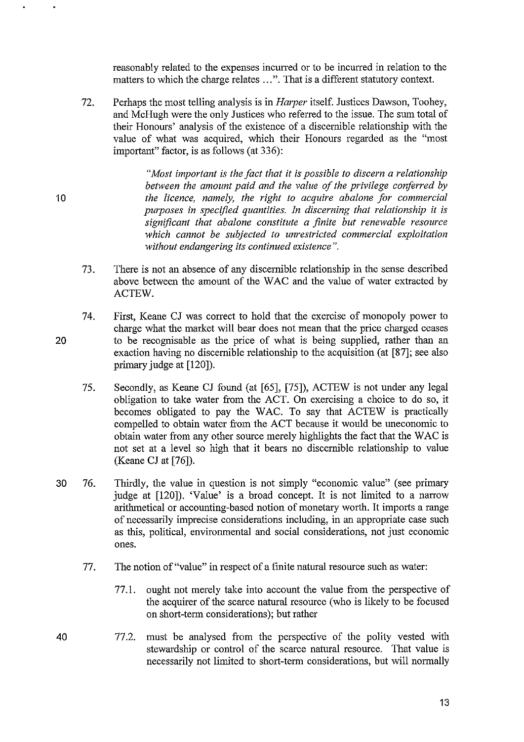reasonably related to the expenses incurred or to be incurred in relation to the matters to which the charge relates …". That is a different statutory context.

72. Perhaps the most telling analysis is in *Harper* itself. Justices Dawson, Toohey, and McHugh were the only Justices who referred to the issue. The sum total of their Honours' analysis of the existence of a discernible relationship with the value of what was acquired, which their Honours regarded as the "most important" factor, is as follows (at 336):

> *"Most important is the fact that it is possible to discern a relationship between the amount paid and the value of the privilege conferred by the licence, namely, the right to acquire abalone for commercial purposes in specified quantities. In discerning that relationship it is significant that abalone constitute a finite but renewable resource which cannot be subjected to unrestricted commercial exploitation without endangering its continued existence".*

73. There is not an absence of any discernible relationship in the sense described above between the amount of the WAC and the value of water extracted by ACTEW.

74. First, Keane CJ was correct to hold that the exercise of monopoly power to charge what the market will bear does not mean that the price charged ceases to be recognisable as the price of what is being supplied, rather than an exaction having no discernible relationship to the acquisition (at [87]; see also primary judge at [120]).

75. Secondly, as Keane CJ found (at [65], [75]), ACTEW is not under any legal obligation to take water from the ACT. On exercising a choice to do so, it becomes obligated to pay the WAC. To say that ACTEW is practically compelled to obtain water from the ACT because it would be uneconomic to obtain water from any other source merely highlights the fact that the WAC is not set at a level so high that it bears no discernible relationship to value (Keane CJ at [76]).

76. Thirdly, the value in question is not simply "economic value" (see primary judge at [120]). 'Value' is a broad concept. It is not limited to a narrow arithmetical or accounting-based notion of monetary worth. It imports a range of necessarily imprecise considerations including, in an appropriate case such as this, political, environmental and social considerations, not just economic ones.

77. The notion of "value" in respect of a finite natural resource such as water:

    77.1. ought not merely take into account the value from the perspective of the acquirer of the scarce natural resource (who is likely to be focused on short-term considerations); but rather

    77.2. must be analysed from the perspective of the polity vested with stewardship or control of the scarce natural resource. That value is necessarily not limited to short-term considerations, but will normally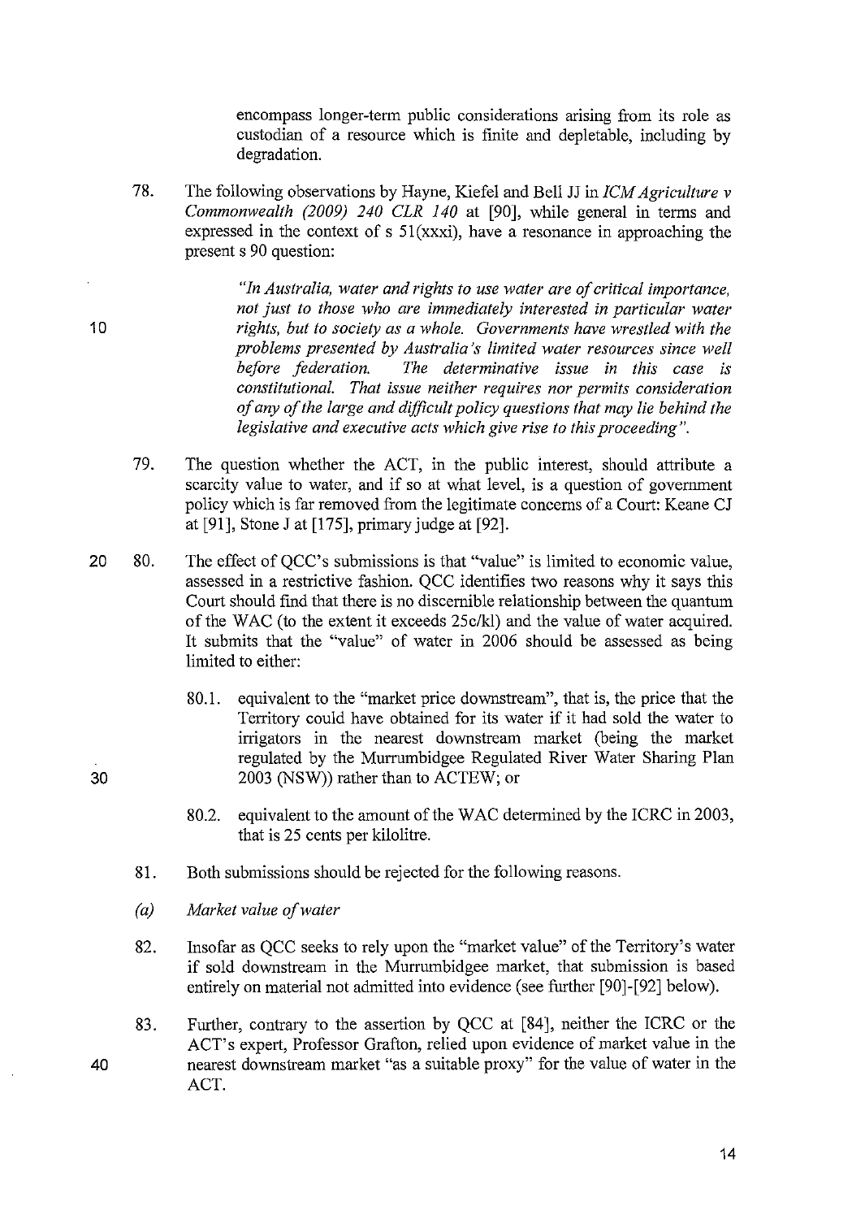encompass longer-term public considerations arising from its role as custodian of a resource which is finite and depletable, including by degradation.

78. The following observations by Hayne, Kiefel and Bell JJ in *ICM Agriculture v Commonwealth (2009) 240 CLR 140* at [90], while general in terms and expressed in the context of s 51(xxxi), have a resonance in approaching the present s 90 question:

> *"In Australia, water and rights to use water are of critical importance, not just to those who are immediately interested in particular water rights, but to society as a whole. Governments have wrestled with the problems presented by Australia's limited water resources since well before federation. The determinative issue in this case is constitutional. That issue neither requires nor permits consideration of any of the large and difficult policy questions that may lie behind the legislative and executive acts which give rise to this proceeding".*

79. The question whether the ACT, in the public interest, should attribute a scarcity value to water, and if so at what level, is a question of government policy which is far removed from the legitimate concerns of a Court: Keane CJ at [91], Stone J at [175], primary judge at [92].

80. The effect of QCC's submissions is that "value" is limited to economic value, assessed in a restrictive fashion. QCC identifies two reasons why it says this Court should find that there is no discernible relationship between the quantum of the WAC (to the extent it exceeds 25c/kl) and the value of water acquired. It submits that the "value" of water in 2006 should be assessed as being limited to either:

    80.1. equivalent to the "market price downstream", that is, the price that the Territory could have obtained for its water if it had sold the water to irrigators in the nearest downstream market (being the market regulated by the Murrumbidgee Regulated River Water Sharing Plan 2003 (NSW)) rather than to ACTEW; or

    80.2. equivalent to the amount of the WAC determined by the ICRC in 2003, that is 25 cents per kilolitre.

81. Both submissions should be rejected for the following reasons.

*(a) Market value of water*

82. Insofar as QCC seeks to rely upon the "market value" of the Territory's water if sold downstream in the Murrumbidgee market, that submission is based entirely on material not admitted into evidence (see further [90]-[92] below).

83. Further, contrary to the assertion by QCC at [84], neither the ICRC or the ACT's expert, Professor Grafton, relied upon evidence of market value in the nearest downstream market "as a suitable proxy" for the value of water in the ACT.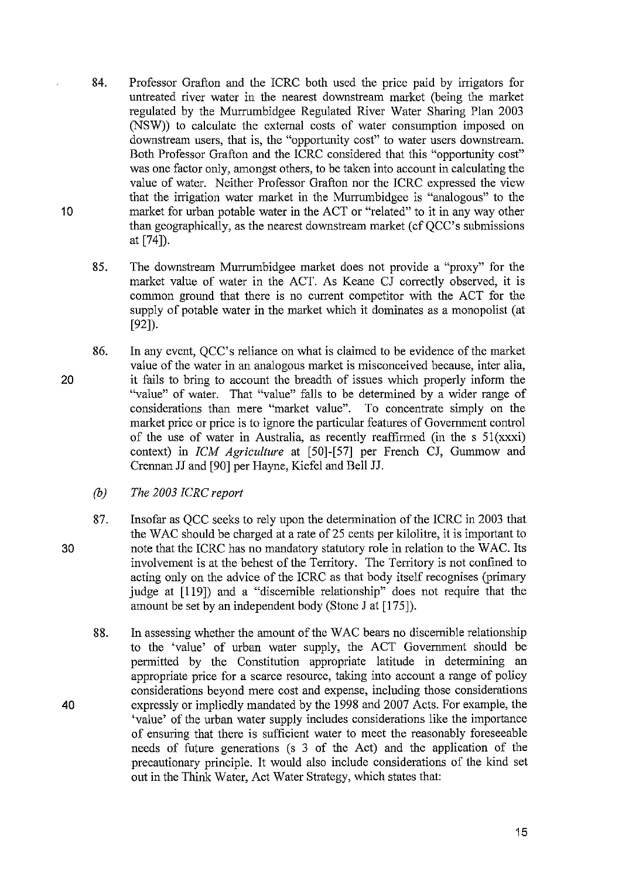84. Professor Grafton and the ICRC both used the price paid by irrigators for untreated river water in the nearest downstream market (being the market regulated by the Murrumbidgee Regulated River Water Sharing Plan 2003 (NSW)) to calculate the external costs of water consumption imposed on downstream users, that is, the "opportunity cost" to water users downstream. Both Professor Grafton and the ICRC considered that this "opportunity cost" was one factor only, amongst others, to be taken into account in calculating the value of water. Neither Professor Grafton nor the ICRC expressed the view that the irrigation water market in the Murrumbidgee is "analogous" to the market for urban potable water in the ACT or "related" to it in any way other than geographically, as the nearest downstream market (cf QCC's submissions at [74]).

85. The downstream Murrumbidgee market does not provide a "proxy" for the market value of water in the ACT. As Keane CJ correctly observed, it is common ground that there is no current competitor with the ACT for the supply of potable water in the market which it dominates as a monopolist (at [92]).

86. In any event, QCC's reliance on what is claimed to be evidence of the market value of the water in an analogous market is misconceived because, inter alia, it fails to bring to account the breadth of issues which properly inform the "value" of water. That "value" falls to be determined by a wider range of considerations than mere "market value". To concentrate simply on the market price or price is to ignore the particular features of Government control of the use of water in Australia, as recently reaffirmed (in the s 51(xxxi) context) in *ICM Agriculture* at [50]-[57] per French CJ, Gummow and Crennan JJ and [90] per Hayne, Kiefel and Bell JJ.

*(b) The 2003 ICRC report*

87. Insofar as QCC seeks to rely upon the determination of the ICRC in 2003 that the WAC should be charged at a rate of 25 cents per kilolitre, it is important to note that the ICRC has no mandatory statutory role in relation to the WAC. Its involvement is at the behest of the Territory. The Territory is not confined to acting only on the advice of the ICRC as that body itself recognises (primary judge at [119]) and a "discernible relationship" does not require that the amount be set by an independent body (Stone J at [175]).

88. In assessing whether the amount of the WAC bears no discernible relationship to the 'value' of urban water supply, the ACT Government should be permitted by the Constitution appropriate latitude in determining an appropriate price for a scarce resource, taking into account a range of policy considerations beyond mere cost and expense, including those considerations expressly or impliedly mandated by the 1998 and 2007 Acts. For example, the 'value' of the urban water supply includes considerations like the importance of ensuring that there is sufficient water to meet the reasonably foreseeable needs of future generations (s 3 of the Act) and the application of the precautionary principle. It would also include considerations of the kind set out in the Think Water, Act Water Strategy, which states that: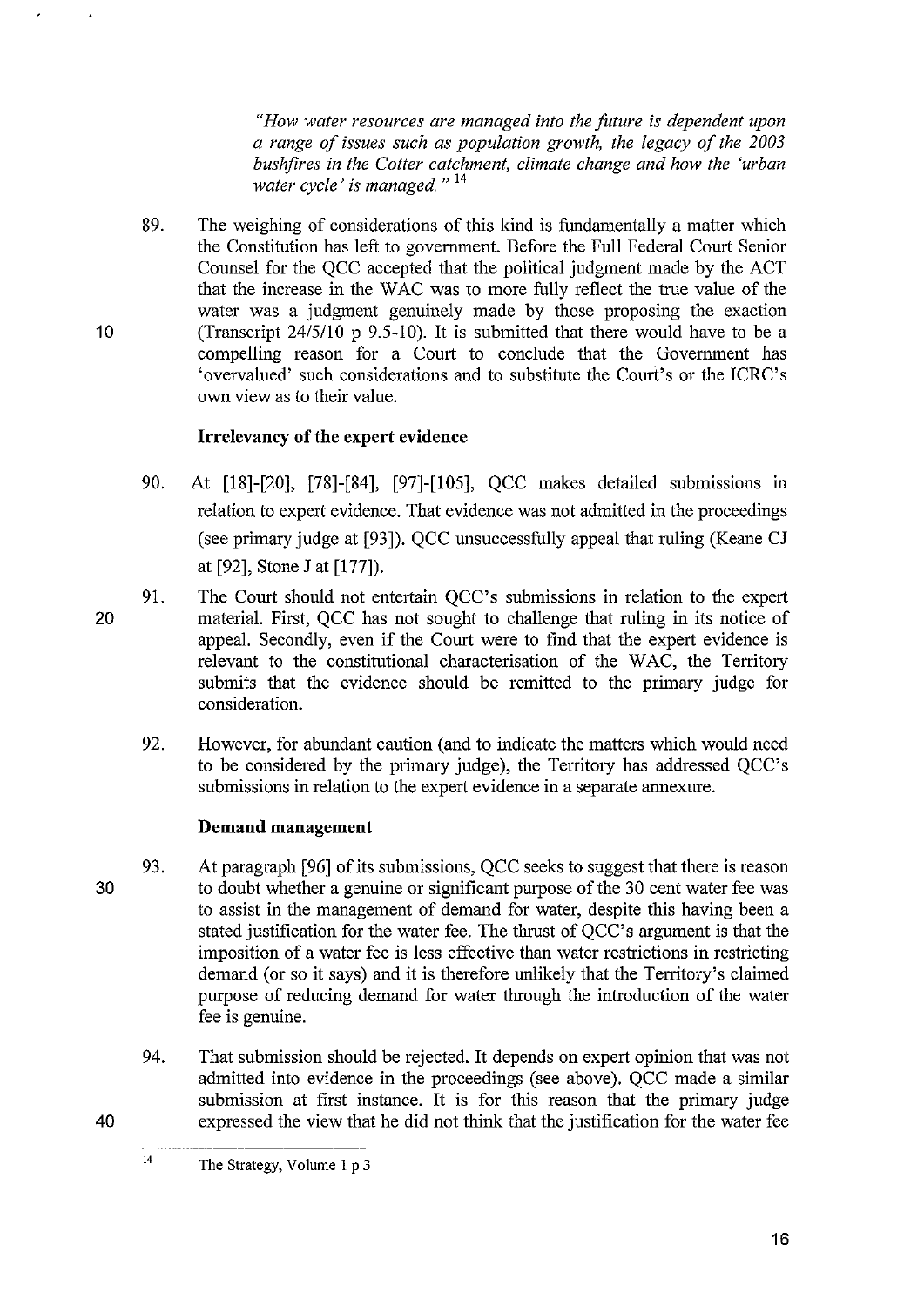> *"How water resources are managed into the future is dependent upon a range of issues such as population growth, the legacy of the 2003 bushfires in the Cotter catchment, climate change and how the 'urban water cycle' is managed."* [14]

89. The weighing of considerations of this kind is fundamentally a matter which the Constitution has left to government. Before the Full Federal Court Senior Counsel for the QCC accepted that the political judgment made by the ACT that the increase in the WAC was to more fully reflect the true value of the water was a judgment genuinely made by those proposing the exaction (Transcript 24/5/10 p 9.5-10). It is submitted that there would have to be a compelling reason for a Court to conclude that the Government has 'overvalued' such considerations and to substitute the Court's or the ICRC's own view as to their value.

**Irrelevancy of the expert evidence**

90. At [18]-[20], [78]-[84], [97]-[105], QCC makes detailed submissions in relation to expert evidence. That evidence was not admitted in the proceedings (see primary judge at [93]). QCC unsuccessfully appeal that ruling (Keane CJ at [92], Stone J at [177]).

91. The Court should not entertain QCC's submissions in relation to the expert material. First, QCC has not sought to challenge that ruling in its notice of appeal. Secondly, even if the Court were to find that the expert evidence is relevant to the constitutional characterisation of the WAC, the Territory submits that the evidence should be remitted to the primary judge for consideration.

92. However, for abundant caution (and to indicate the matters which would need to be considered by the primary judge), the Territory has addressed QCC's submissions in relation to the expert evidence in a separate annexure.

**Demand management**

93. At paragraph [96] of its submissions, QCC seeks to suggest that there is reason to doubt whether a genuine or significant purpose of the 30 cent water fee was to assist in the management of demand for water, despite this having been a stated justification for the water fee. The thrust of QCC's argument is that the imposition of a water fee is less effective than water restrictions in restricting demand (or so it says) and it is therefore unlikely that the Territory's claimed purpose of reducing demand for water through the introduction of the water fee is genuine.

94. That submission should be rejected. It depends on expert opinion that was not admitted into evidence in the proceedings (see above). QCC made a similar submission at first instance. It is for this reason that the primary judge expressed the view that he did not think that the justification for the water fee

---

[14] The Strategy, Volume 1 p 3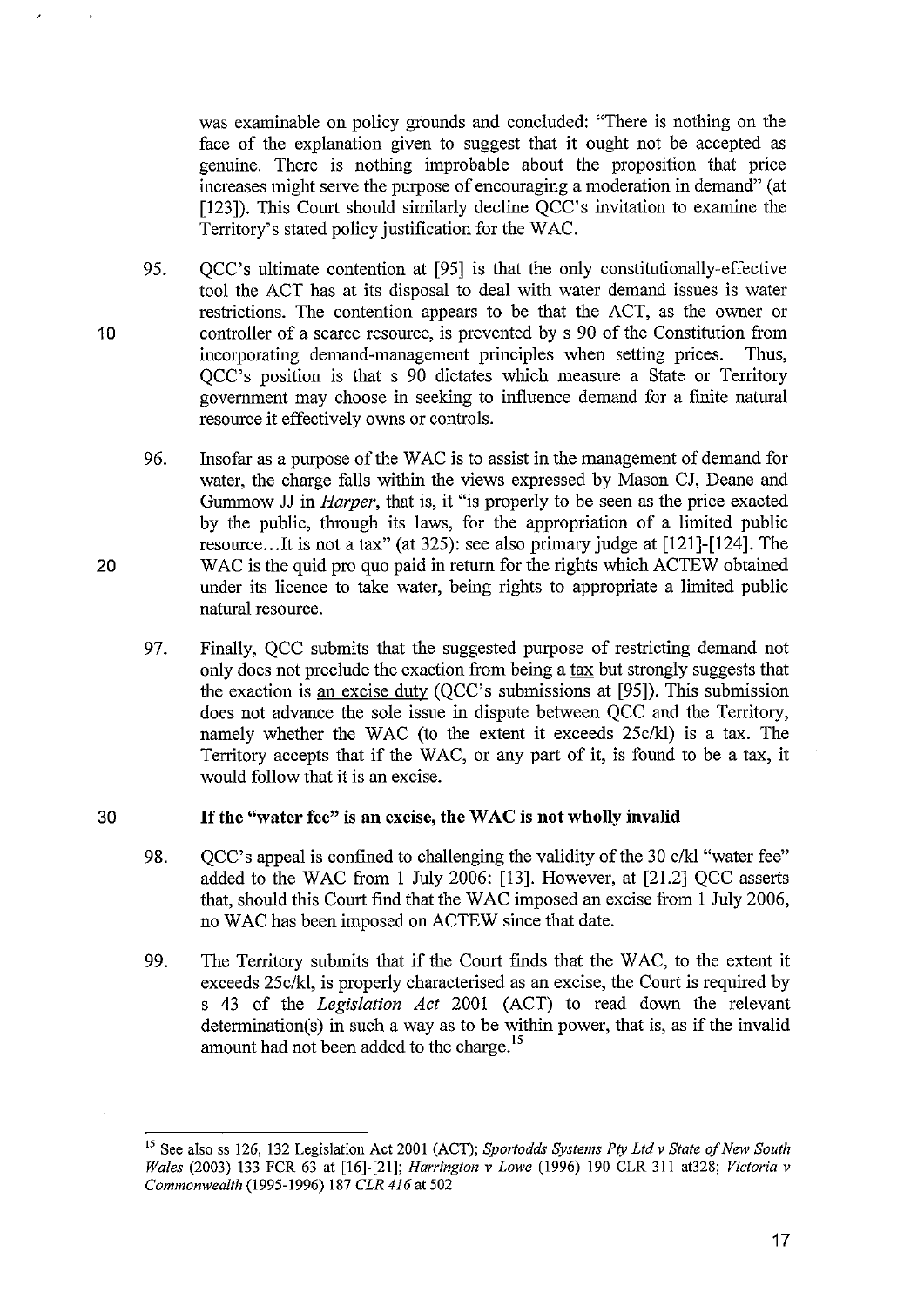was examinable on policy grounds and concluded: "There is nothing on the face of the explanation given to suggest that it ought not be accepted as genuine. There is nothing improbable about the proposition that price increases might serve the purpose of encouraging a moderation in demand" (at [123]). This Court should similarly decline QCC's invitation to examine the Territory's stated policy justification for the WAC.

95. QCC's ultimate contention at [95] is that the only constitutionally-effective tool the ACT has at its disposal to deal with water demand issues is water restrictions. The contention appears to be that the ACT, as the owner or controller of a scarce resource, is prevented by s 90 of the Constitution from incorporating demand-management principles when setting prices. Thus, QCC's position is that s 90 dictates which measure a State or Territory government may choose in seeking to influence demand for a finite natural resource it effectively owns or controls.

96. Insofar as a purpose of the WAC is to assist in the management of demand for water, the charge falls within the views expressed by Mason CJ, Deane and Gummow JJ in *Harper*, that is, it "is properly to be seen as the price exacted by the public, through its laws, for the appropriation of a limited public resource...It is not a tax" (at 325): see also primary judge at [121]-[124]. The WAC is the quid pro quo paid in return for the rights which ACTEW obtained under its licence to take water, being rights to appropriate a limited public natural resource.

97. Finally, QCC submits that the suggested purpose of restricting demand not only does not preclude the exaction from being a <u>tax</u> but strongly suggests that the exaction is <u>an excise duty</u> (QCC's submissions at [95]). This submission does not advance the sole issue in dispute between QCC and the Territory, namely whether the WAC (to the extent it exceeds 25c/kl) is a tax. The Territory accepts that if the WAC, or any part of it, is found to be a tax, it would follow that it is an excise.

**If the "water fee" is an excise, the WAC is not wholly invalid**

98. QCC's appeal is confined to challenging the validity of the 30 c/kl "water fee" added to the WAC from 1 July 2006: [13]. However, at [21.2] QCC asserts that, should this Court find that the WAC imposed an excise from 1 July 2006, no WAC has been imposed on ACTEW since that date.

99. The Territory submits that if the Court finds that the WAC, to the extent it exceeds 25c/kl, is properly characterised as an excise, the Court is required by s 43 of the *Legislation Act* 2001 (ACT) to read down the relevant determination(s) in such a way as to be within power, that is, as if the invalid amount had not been added to the charge.[15]

---

[15] See also ss 126, 132 Legislation Act 2001 (ACT); *Sportodds Systems Pty Ltd v State of New South Wales* (2003) 133 FCR 63 at [16]-[21]; *Harrington v Lowe* (1996) 190 CLR 311 at328; *Victoria v Commonwealth* (1995-1996) 187 *CLR 416* at 502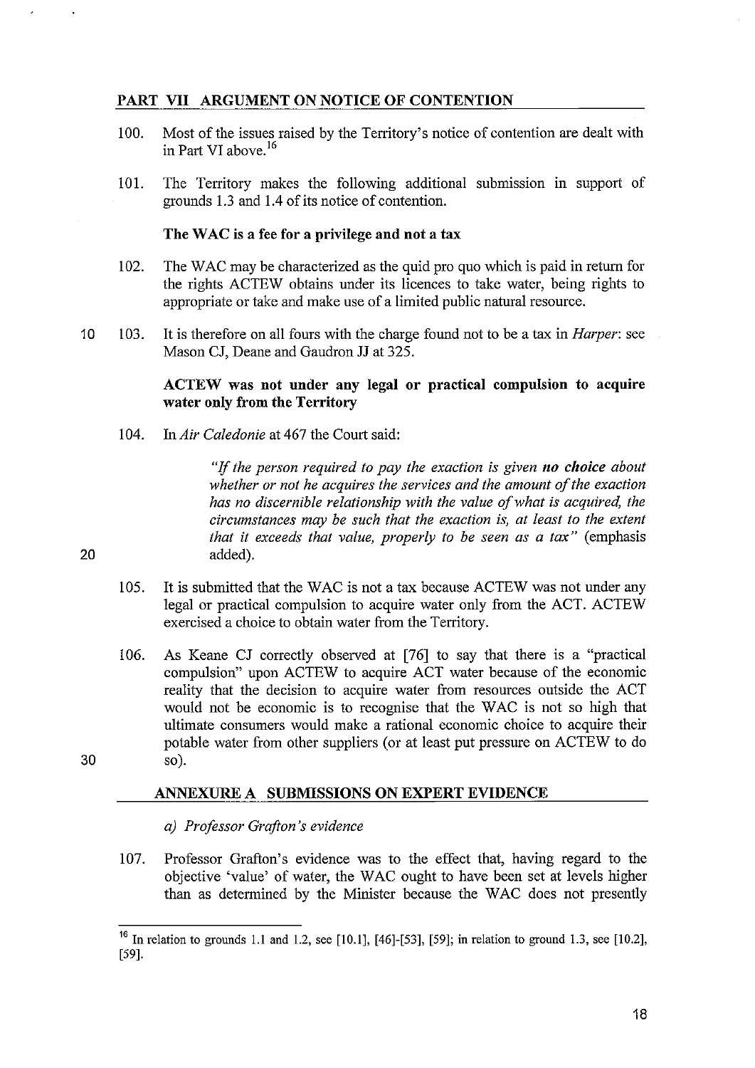## PART VII ARGUMENT ON NOTICE OF CONTENTION

100. Most of the issues raised by the Territory's notice of contention are dealt with in Part VI above.[16]

101. The Territory makes the following additional submission in support of grounds 1.3 and 1.4 of its notice of contention.

**The WAC is a fee for a privilege and not a tax**

102. The WAC may be characterized as the quid pro quo which is paid in return for the rights ACTEW obtains under its licences to take water, being rights to appropriate or take and make use of a limited public natural resource.

103. It is therefore on all fours with the charge found not to be a tax in *Harper*: see Mason CJ, Deane and Gaudron JJ at 325.

**ACTEW was not under any legal or practical compulsion to acquire water only from the Territory**

104. In *Air Caledonie* at 467 the Court said:

> *"If the person required to pay the exaction is given* ***no choice*** *about whether or not he acquires the services and the amount of the exaction has no discernible relationship with the value of what is acquired, the circumstances may be such that the exaction is, at least to the extent that it exceeds that value, properly to be seen as a tax"* (emphasis added).

105. It is submitted that the WAC is not a tax because ACTEW was not under any legal or practical compulsion to acquire water only from the ACT. ACTEW exercised a choice to obtain water from the Territory.

106. As Keane CJ correctly observed at [76] to say that there is a "practical compulsion" upon ACTEW to acquire ACT water because of the economic reality that the decision to acquire water from resources outside the ACT would not be economic is to recognise that the WAC is not so high that ultimate consumers would make a rational economic choice to acquire their potable water from other suppliers (or at least put pressure on ACTEW to do so).

## ANNEXURE A SUBMISSIONS ON EXPERT EVIDENCE

*a) Professor Grafton's evidence*

107. Professor Grafton's evidence was to the effect that, having regard to the objective 'value' of water, the WAC ought to have been set at levels higher than as determined by the Minister because the WAC does not presently

---

[16] In relation to grounds 1.1 and 1.2, see [10.1], [46]-[53], [59]; in relation to ground 1.3, see [10.2], [59].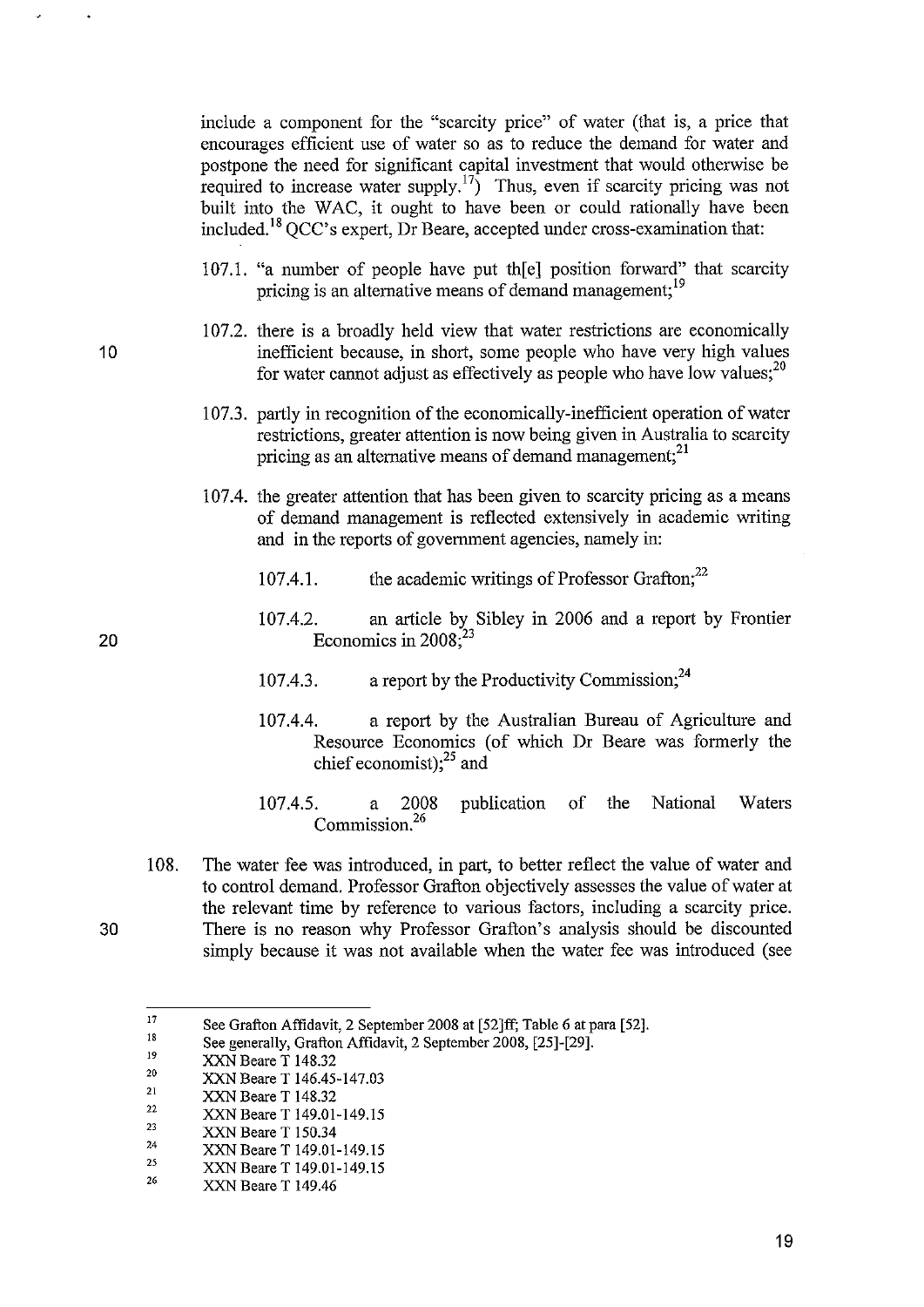include a component for the "scarcity price" of water (that is, a price that encourages efficient use of water so as to reduce the demand for water and postpone the need for significant capital investment that would otherwise be required to increase water supply.[17]) Thus, even if scarcity pricing was not built into the WAC, it ought to have been or could rationally have been included.[18] QCC's expert, Dr Beare, accepted under cross-examination that:

107.1. "a number of people have put th[e] position forward" that scarcity pricing is an alternative means of demand management;[19]

107.2. there is a broadly held view that water restrictions are economically inefficient because, in short, some people who have very high values for water cannot adjust as effectively as people who have low values;[20]

107.3. partly in recognition of the economically-inefficient operation of water restrictions, greater attention is now being given in Australia to scarcity pricing as an alternative means of demand management;[21]

107.4. the greater attention that has been given to scarcity pricing as a means of demand management is reflected extensively in academic writing and in the reports of government agencies, namely in:

107.4.1. the academic writings of Professor Grafton;[22]

107.4.2. an article by Sibley in 2006 and a report by Frontier Economics in 2008;[23]

107.4.3. a report by the Productivity Commission;[24]

107.4.4. a report by the Australian Bureau of Agriculture and Resource Economics (of which Dr Beare was formerly the chief economist);[25] and

107.4.5. a 2008 publication of the National Waters Commission.[26]

108. The water fee was introduced, in part, to better reflect the value of water and to control demand. Professor Grafton objectively assesses the value of water at the relevant time by reference to various factors, including a scarcity price. There is no reason why Professor Grafton's analysis should be discounted simply because it was not available when the water fee was introduced (see

---

[17] See Grafton Affidavit, 2 September 2008 at [52]ff; Table 6 at para [52].

[18] See generally, Grafton Affidavit, 2 September 2008, [25]-[29].

[19] XXN Beare T 148.32

[20] XXN Beare T 146.45-147.03

[21] XXN Beare T 148.32

[22] XXN Beare T 149.01-149.15

[23] XXN Beare T 150.34

[24] XXN Beare T 149.01-149.15

[25] XXN Beare T 149.01-149.15

[26] XXN Beare T 149.46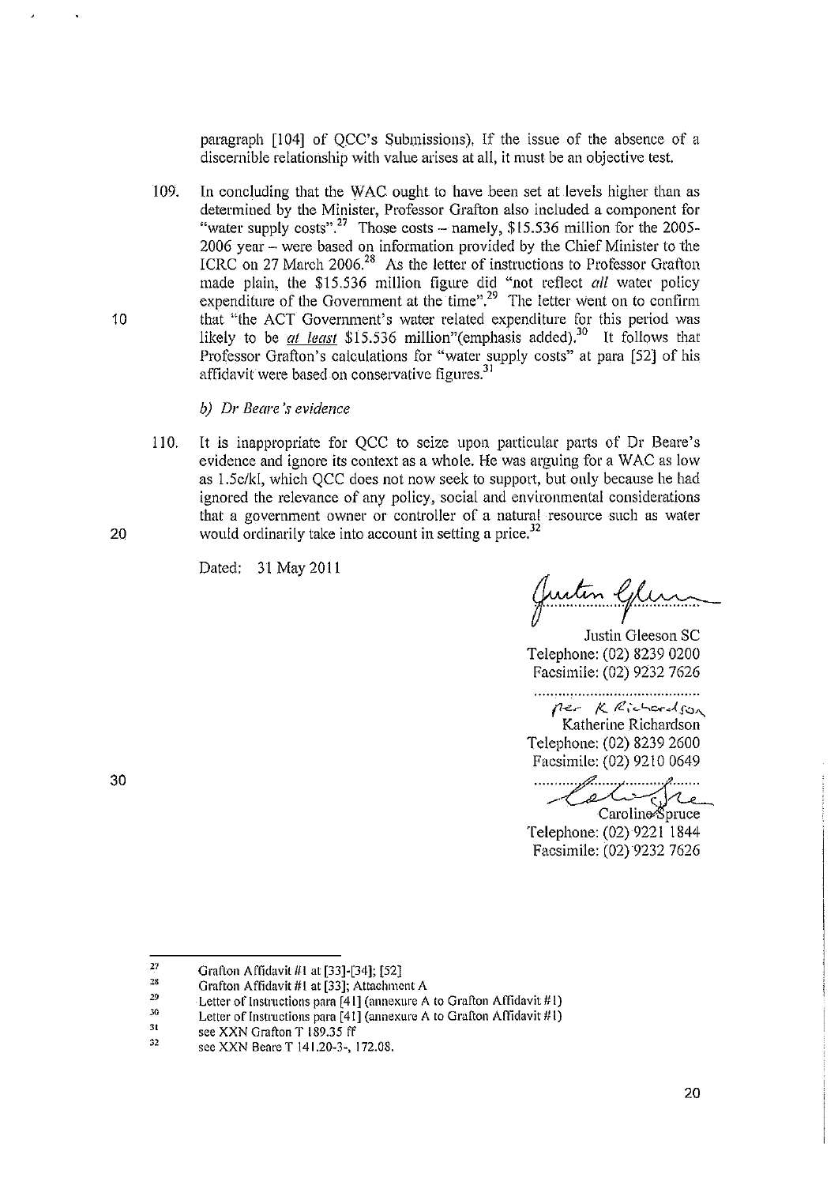paragraph [104] of QCC's Submissions). If the issue of the absence of a discernible relationship with value arises at all, it must be an objective test.

109. In concluding that the WAC ought to have been set at levels higher than as determined by the Minister, Professor Grafton also included a component for "water supply costs".[27] Those costs – namely, $15.536 million for the 2005-2006 year – were based on information provided by the Chief Minister to the ICRC on 27 March 2006.[28] As the letter of instructions to Professor Grafton made plain, the $15.536 million figure did "not reflect *all* water policy expenditure of the Government at the time".[29] The letter went on to confirm that "the ACT Government's water related expenditure for this period was likely to be ***at least*** $15.536 million"(emphasis added).[30] It follows that Professor Grafton's calculations for "water supply costs" at para [52] of his affidavit were based on conservative figures.[31]

*b) Dr Beare's evidence*

110. It is inappropriate for QCC to seize upon particular parts of Dr Beare's evidence and ignore its context as a whole. He was arguing for a WAC as low as 1.5c/kl, which QCC does not now seek to support, but only because he had ignored the relevance of any policy, social and environmental considerations that a government owner or controller of a natural resource such as water would ordinarily take into account in setting a price.[32]

Dated: 31 May 2011

Justin Gleeson SC
Telephone: (02) 8239 0200
Facsimile: (02) 9232 7626

per K Richardson
Katherine Richardson
Telephone: (02) 8239 2600
Facsimile: (02) 9210 0649

Caroline Spruce
Telephone: (02) 9221 1844
Facsimile: (02) 9232 7626

---

27 Grafton Affidavit #1 at [33]-[34]; [52]
28 Grafton Affidavit #1 at [33]; Attachment A
29 Letter of Instructions para [41] (annexure A to Grafton Affidavit #1)
30 Letter of Instructions para [41] (annexure A to Grafton Affidavit #1)
31 see XXN Grafton T 189.35 ff
32 see XXN Beare T 141.20-3-, 172.08.